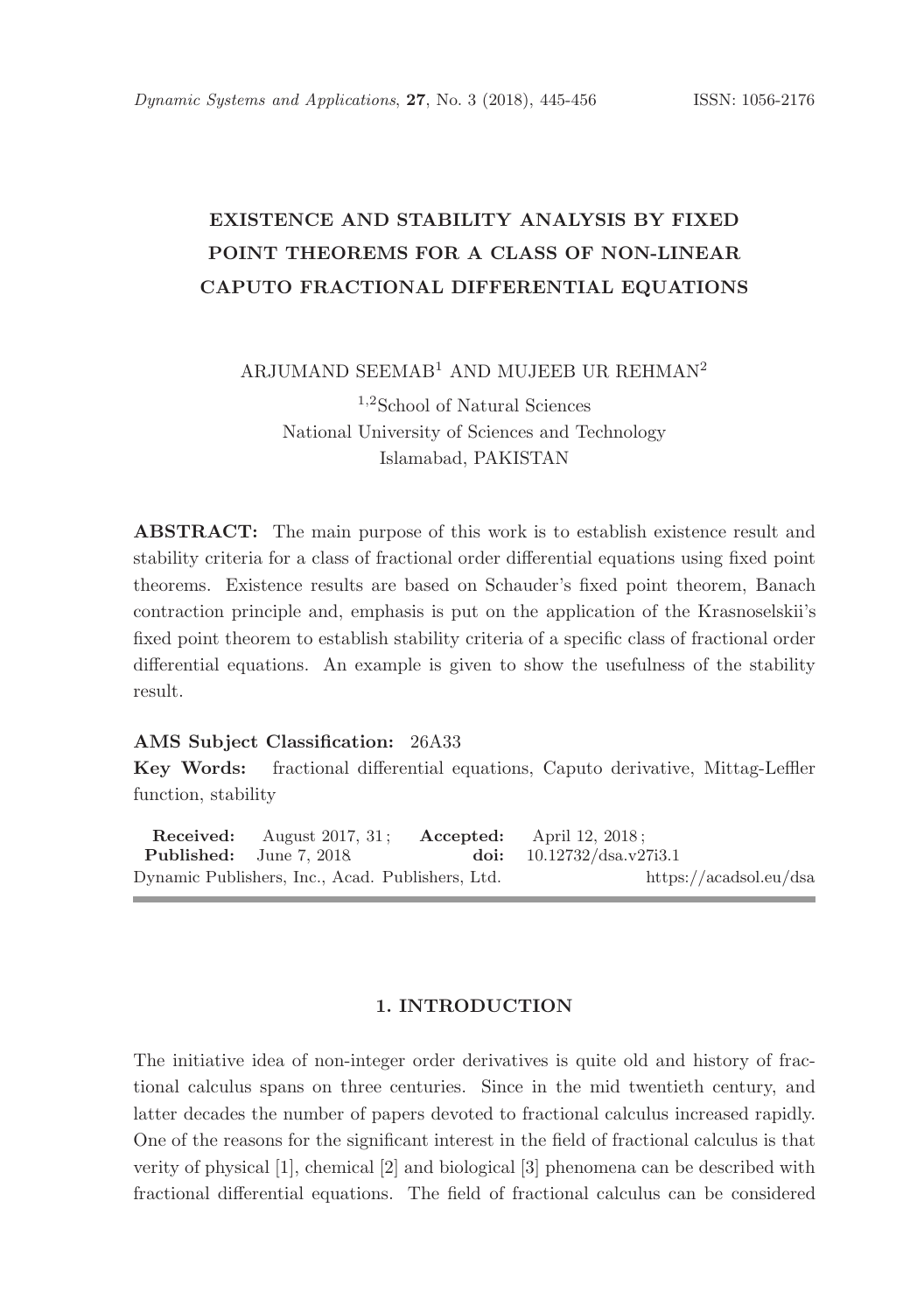# EXISTENCE AND STABILITY ANALYSIS BY FIXED POINT THEOREMS FOR A CLASS OF NON-LINEAR CAPUTO FRACTIONAL DIFFERENTIAL EQUATIONS

ARJUMAND SEEMAB[1] AND MUJEEB UR REHMAN[2]

[1,2]School of Natural Sciences
National University of Sciences and Technology
Islamabad, PAKISTAN

**ABSTRACT:** The main purpose of this work is to establish existence result and stability criteria for a class of fractional order differential equations using fixed point theorems. Existence results are based on Schauder's fixed point theorem, Banach contraction principle and, emphasis is put on the application of the Krasnoselskii's fixed point theorem to establish stability criteria of a specific class of fractional order differential equations. An example is given to show the usefulness of the stability result.

**AMS Subject Classification:** 26A33

**Key Words:** fractional differential equations, Caputo derivative, Mittag-Leffler function, stability

**Received:** August 2017, 31; **Accepted:** April 12, 2018;
**Published:** June 7, 2018 **doi:** 10.12732/dsa.v27i3.1
Dynamic Publishers, Inc., Acad. Publishers, Ltd. https://acadsol.eu/dsa

## 1. INTRODUCTION

The initiative idea of non-integer order derivatives is quite old and history of fractional calculus spans on three centuries. Since in the mid twentieth century, and latter decades the number of papers devoted to fractional calculus increased rapidly. One of the reasons for the significant interest in the field of fractional calculus is that verity of physical [1], chemical [2] and biological [3] phenomena can be described with fractional differential equations. The field of fractional calculus can be considered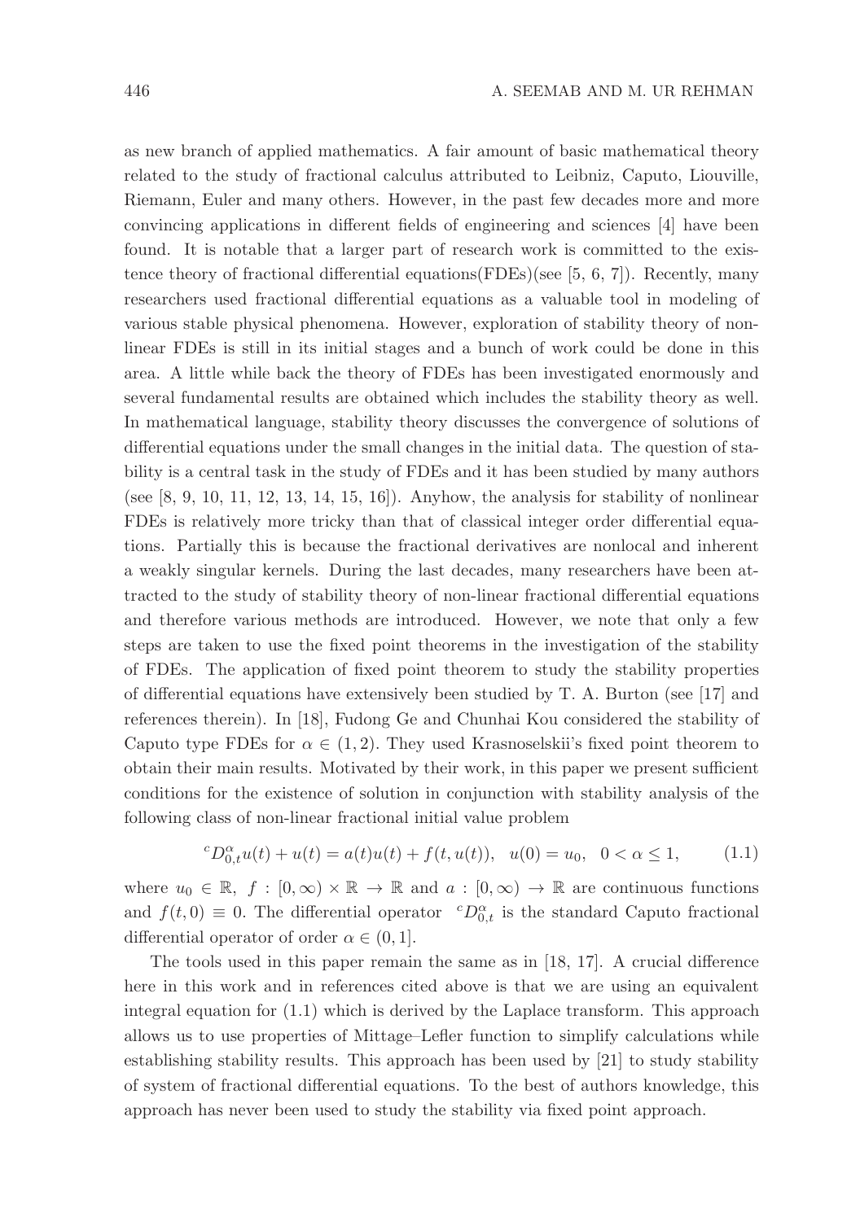as new branch of applied mathematics. A fair amount of basic mathematical theory related to the study of fractional calculus attributed to Leibniz, Caputo, Liouville, Riemann, Euler and many others. However, in the past few decades more and more convincing applications in different fields of engineering and sciences [4] have been found. It is notable that a larger part of research work is committed to the existence theory of fractional differential equations(FDEs)(see [5, 6, 7]). Recently, many researchers used fractional differential equations as a valuable tool in modeling of various stable physical phenomena. However, exploration of stability theory of nonlinear FDEs is still in its initial stages and a bunch of work could be done in this area. A little while back the theory of FDEs has been investigated enormously and several fundamental results are obtained which includes the stability theory as well. In mathematical language, stability theory discusses the convergence of solutions of differential equations under the small changes in the initial data. The question of stability is a central task in the study of FDEs and it has been studied by many authors (see [8, 9, 10, 11, 12, 13, 14, 15, 16]). Anyhow, the analysis for stability of nonlinear FDEs is relatively more tricky than that of classical integer order differential equations. Partially this is because the fractional derivatives are nonlocal and inherent a weakly singular kernels. During the last decades, many researchers have been attracted to the study of stability theory of non-linear fractional differential equations and therefore various methods are introduced. However, we note that only a few steps are taken to use the fixed point theorems in the investigation of the stability of FDEs. The application of fixed point theorem to study the stability properties of differential equations have extensively been studied by T. A. Burton (see [17] and references therein). In [18], Fudong Ge and Chunhai Kou considered the stability of Caputo type FDEs for $\alpha \in (1, 2)$. They used Krasnoselskii's fixed point theorem to obtain their main results. Motivated by their work, in this paper we present sufficient conditions for the existence of solution in conjunction with stability analysis of the following class of non-linear fractional initial value problem

$$ {}^{c}D_{0,t}^{\alpha} u(t) + u(t) = a(t)u(t) + f(t, u(t)), \quad u(0) = u_0, \quad 0 < \alpha \leq 1, \tag{1.1} $$

where $u_0 \in \mathbb{R}$, $f : [0, \infty) \times \mathbb{R} \to \mathbb{R}$ and $a : [0, \infty) \to \mathbb{R}$ are continuous functions and $f(t, 0) \equiv 0$. The differential operator ${}^{c}D_{0,t}^{\alpha}$ is the standard Caputo fractional differential operator of order $\alpha \in (0, 1]$.

The tools used in this paper remain the same as in [18, 17]. A crucial difference here in this work and in references cited above is that we are using an equivalent integral equation for (1.1) which is derived by the Laplace transform. This approach allows us to use properties of Mittage–Lefler function to simplify calculations while establishing stability results. This approach has been used by [21] to study stability of system of fractional differential equations. To the best of authors knowledge, this approach has never been used to study the stability via fixed point approach.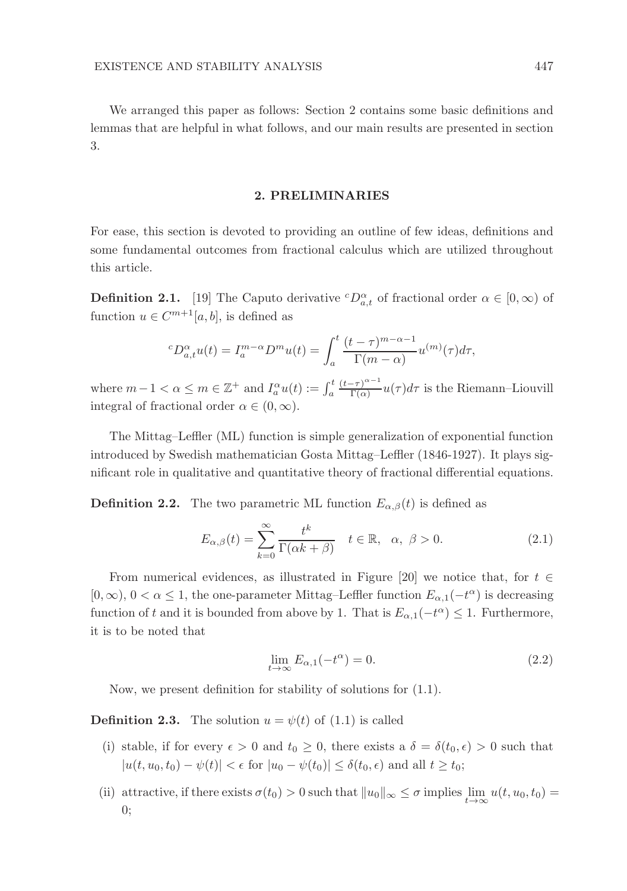We arranged this paper as follows: Section 2 contains some basic definitions and lemmas that are helpful in what follows, and our main results are presented in section 3.

## 2. PRELIMINARIES

For ease, this section is devoted to providing an outline of few ideas, definitions and some fundamental outcomes from fractional calculus which are utilized throughout this article.

**Definition 2.1.** [19] The Caputo derivative ${}^{c}D^{\alpha}_{a,t}$ of fractional order $\alpha \in [0, \infty)$ of function $u \in C^{m+1}[a, b]$, is defined as

$$
{}^{c}D^{\alpha}_{a,t}u(t) = I^{m-\alpha}_{a} D^{m} u(t) = \int_{a}^{t} \frac{(t-\tau)^{m-\alpha-1}}{\Gamma(m-\alpha)} u^{(m)}(\tau) d\tau,
$$

where $m - 1 < \alpha \leq m \in \mathbb{Z}^{+}$ and $I^{\alpha}_{a} u(t) := \int_{a}^{t} \frac{(t-\tau)^{\alpha-1}}{\Gamma(\alpha)} u(\tau) d\tau$ is the Riemann–Liouvill integral of fractional order $\alpha \in (0, \infty)$.

The Mittag–Leffler (ML) function is simple generalization of exponential function introduced by Swedish mathematician Gosta Mittag–Leffler (1846-1927). It plays significant role in qualitative and quantitative theory of fractional differential equations.

**Definition 2.2.** The two parametric ML function $E_{\alpha,\beta}(t)$ is defined as

$$
E_{\alpha,\beta}(t) = \sum_{k=0}^{\infty} \frac{t^{k}}{\Gamma(\alpha k + \beta)} \quad t \in \mathbb{R}, \quad \alpha, \ \beta > 0. \tag{2.1}
$$

From numerical evidences, as illustrated in Figure [20] we notice that, for $t \in [0, \infty)$, $0 < \alpha \leq 1$, the one-parameter Mittag–Leffler function $E_{\alpha,1}(-t^{\alpha})$ is decreasing function of $t$ and it is bounded from above by 1. That is $E_{\alpha,1}(-t^{\alpha}) \leq 1$. Furthermore, it is to be noted that

$$
\lim_{t \to \infty} E_{\alpha,1}(-t^{\alpha}) = 0. \tag{2.2}
$$

Now, we present definition for stability of solutions for (1.1).

**Definition 2.3.** The solution $u = \psi(t)$ of (1.1) is called

(i) stable, if for every $\epsilon > 0$ and $t_0 \geq 0$, there exists a $\delta = \delta(t_0, \epsilon) > 0$ such that $|u(t, u_0, t_0) - \psi(t)| < \epsilon$ for $|u_0 - \psi(t_0)| \leq \delta(t_0, \epsilon)$ and all $t \geq t_0$;

(ii) attractive, if there exists $\sigma(t_0) > 0$ such that $\|u_0\|_{\infty} \leq \sigma$ implies $\lim_{t \to \infty} u(t, u_0, t_0) = 0$;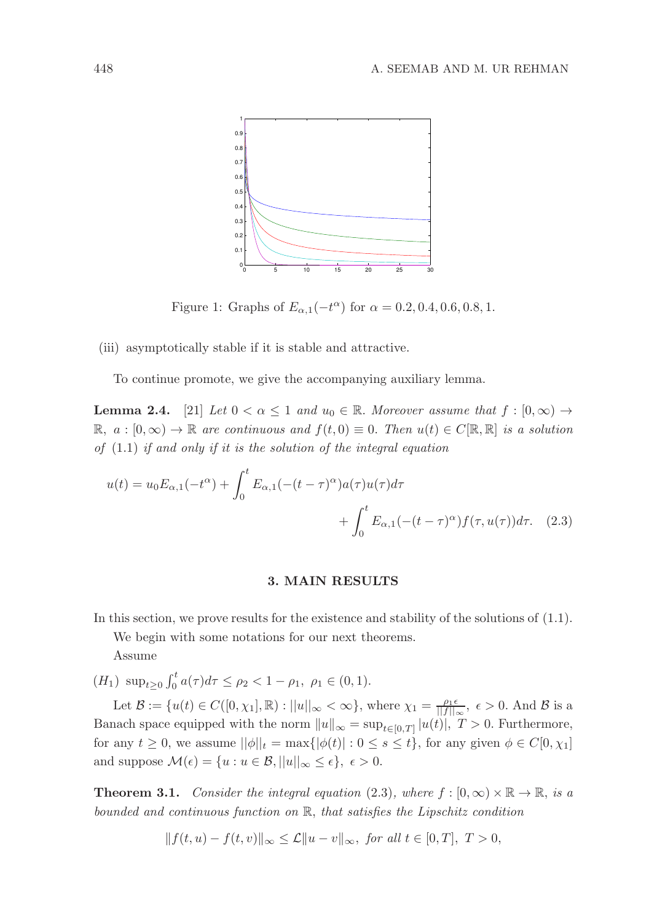Figure 1: Graphs of $E_{\alpha,1}(-t^{\alpha})$ for $\alpha = 0.2, 0.4, 0.6, 0.8, 1$.

(iii) asymptotically stable if it is stable and attractive.

To continue promote, we give the accompanying auxiliary lemma.

**Lemma 2.4.** [21] *Let $0 < \alpha \leq 1$ and $u_0 \in \mathbb{R}$. Moreover assume that $f : [0, \infty) \to \mathbb{R}$, $a : [0, \infty) \to \mathbb{R}$ are continuous and $f(t, 0) \equiv 0$. Then $u(t) \in C[\mathbb{R}, \mathbb{R}]$ is a solution of (1.1) if and only if it is the solution of the integral equation*

$$u(t) = u_0 E_{\alpha,1}(-t^{\alpha}) + \int_0^t E_{\alpha,1}(-(t-\tau)^{\alpha}) a(\tau) u(\tau) d\tau + \int_0^t E_{\alpha,1}(-(t-\tau)^{\alpha}) f(\tau, u(\tau)) d\tau. \quad (2.3)$$

## 3. MAIN RESULTS

In this section, we prove results for the existence and stability of the solutions of (1.1).

We begin with some notations for our next theorems.

Assume

$(H_1)$ $\sup_{t \geq 0} \int_0^t a(\tau) d\tau \leq \rho_2 < 1 - \rho_1,\ \rho_1 \in (0, 1)$.

Let $\mathcal{B} := \{u(t) \in C([0, \chi_1], \mathbb{R}) : ||u||_{\infty} < \infty\}$, where $\chi_1 = \frac{\rho_1 \epsilon}{||f||_{\infty}}$, $\epsilon > 0$. And $\mathcal{B}$ is a Banach space equipped with the norm $\|u\|_{\infty} = \sup_{t \in [0,T]} |u(t)|$, $T > 0$. Furthermore, for any $t \geq 0$, we assume $||\phi||_t = \max\{|\phi(t)| : 0 \leq s \leq t\}$, for any given $\phi \in C[0, \chi_1]$ and suppose $\mathcal{M}(\epsilon) = \{u : u \in \mathcal{B}, ||u||_{\infty} \leq \epsilon\}$, $\epsilon > 0$.

**Theorem 3.1.** *Consider the integral equation (2.3), where $f : [0, \infty) \times \mathbb{R} \to \mathbb{R}$, is a bounded and continuous function on $\mathbb{R}$, that satisfies the Lipschitz condition*

$$\|f(t, u) - f(t, v)\|_{\infty} \leq \mathcal{L} \|u - v\|_{\infty}, \ \textit{for all } t \in [0, T],\ T > 0,$$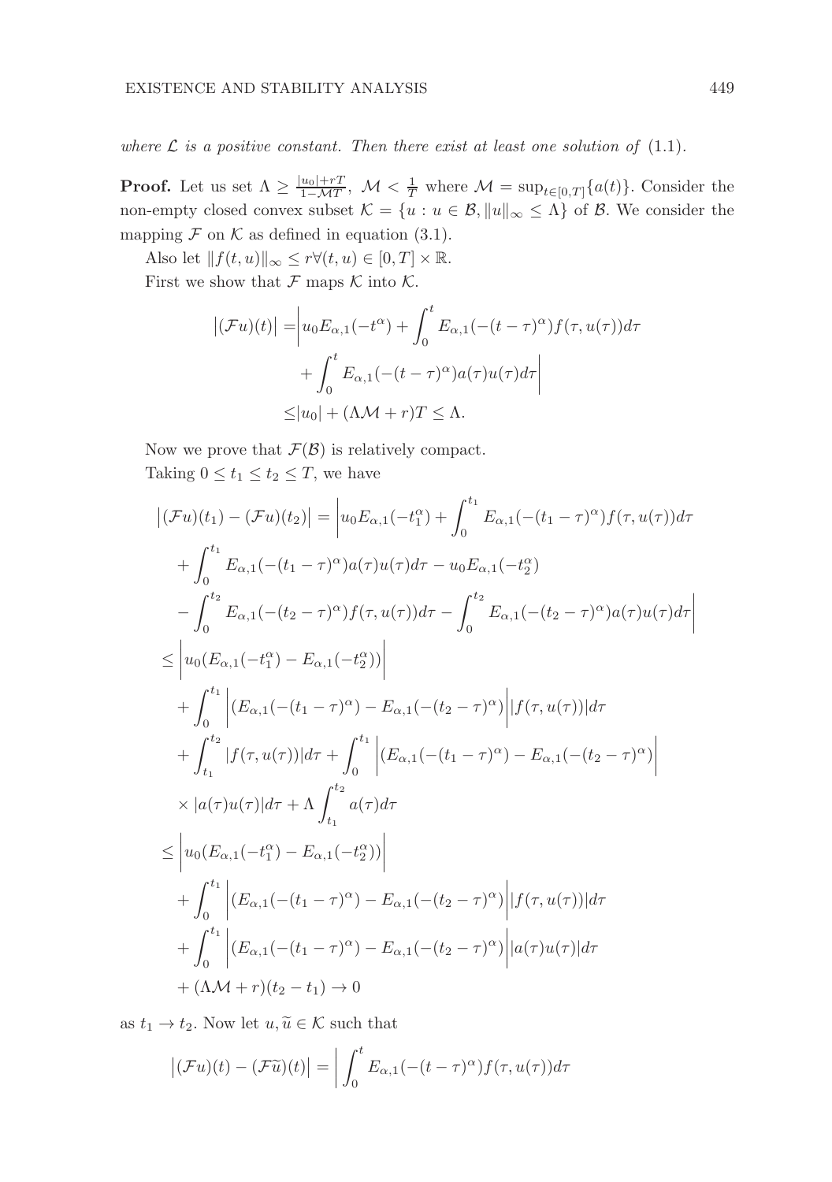*where $\mathcal{L}$ is a positive constant. Then there exist at least one solution of* (1.1).

**Proof.** Let us set $\Lambda \geq \frac{|u_0|+rT}{1-\mathcal{M}T}$, $\mathcal{M} < \frac{1}{T}$ where $\mathcal{M} = \sup_{t\in[0,T]}\{a(t)\}$. Consider the non-empty closed convex subset $\mathcal{K} = \{u : u \in \mathcal{B}, \|u\|_\infty \leq \Lambda\}$ of $\mathcal{B}$. We consider the mapping $\mathcal{F}$ on $\mathcal{K}$ as defined in equation (3.1).

Also let $\|f(t,u)\|_\infty \leq r \forall (t,u) \in [0,T] \times \mathbb{R}$.

First we show that $\mathcal{F}$ maps $\mathcal{K}$ into $\mathcal{K}$.

$$
\begin{aligned}
\big|(\mathcal{F}u)(t)\big| =& \bigg| u_0 E_{\alpha,1}(-t^\alpha) + \int_0^t E_{\alpha,1}(-(t-\tau)^\alpha) f(\tau, u(\tau)) d\tau \\
&+ \int_0^t E_{\alpha,1}(-(t-\tau)^\alpha) a(\tau) u(\tau) d\tau \bigg| \\
\leq& |u_0| + (\Lambda\mathcal{M} + r)T \leq \Lambda.
\end{aligned}
$$

Now we prove that $\mathcal{F}(\mathcal{B})$ is relatively compact.

Taking $0 \leq t_1 \leq t_2 \leq T$, we have

$$
\begin{aligned}
\big|(\mathcal{F}u)(t_1) - (\mathcal{F}u)(t_2)\big| =& \bigg| u_0 E_{\alpha,1}(-t_1^\alpha) + \int_0^{t_1} E_{\alpha,1}(-(t_1-\tau)^\alpha) f(\tau, u(\tau)) d\tau \\
&+ \int_0^{t_1} E_{\alpha,1}(-(t_1-\tau)^\alpha) a(\tau) u(\tau) d\tau - u_0 E_{\alpha,1}(-t_2^\alpha) \\
&- \int_0^{t_2} E_{\alpha,1}(-(t_2-\tau)^\alpha) f(\tau, u(\tau)) d\tau - \int_0^{t_2} E_{\alpha,1}(-(t_2-\tau)^\alpha) a(\tau) u(\tau) d\tau \bigg| \\
\leq& \bigg| u_0 (E_{\alpha,1}(-t_1^\alpha) - E_{\alpha,1}(-t_2^\alpha)) \bigg| \\
&+ \int_0^{t_1} \bigg| (E_{\alpha,1}(-(t_1-\tau)^\alpha) - E_{\alpha,1}(-(t_2-\tau)^\alpha) \bigg| |f(\tau, u(\tau))| d\tau \\
&+ \int_{t_1}^{t_2} |f(\tau, u(\tau))| d\tau + \int_0^{t_1} \bigg| (E_{\alpha,1}(-(t_1-\tau)^\alpha) - E_{\alpha,1}(-(t_2-\tau)^\alpha) \bigg| \\
&\times |a(\tau) u(\tau)| d\tau + \Lambda \int_{t_1}^{t_2} a(\tau) d\tau \\
\leq& \bigg| u_0 (E_{\alpha,1}(-t_1^\alpha) - E_{\alpha,1}(-t_2^\alpha)) \bigg| \\
&+ \int_0^{t_1} \bigg| (E_{\alpha,1}(-(t_1-\tau)^\alpha) - E_{\alpha,1}(-(t_2-\tau)^\alpha) \bigg| |f(\tau, u(\tau))| d\tau \\
&+ \int_0^{t_1} \bigg| (E_{\alpha,1}(-(t_1-\tau)^\alpha) - E_{\alpha,1}(-(t_2-\tau)^\alpha) \bigg| |a(\tau) u(\tau)| d\tau \\
&+ (\Lambda\mathcal{M} + r)(t_2 - t_1) \to 0
\end{aligned}
$$

as $t_1 \to t_2$. Now let $u, \widetilde{u} \in \mathcal{K}$ such that

$$
\big|(\mathcal{F}u)(t) - (\mathcal{F}\widetilde{u})(t)\big| = \bigg| \int_0^t E_{\alpha,1}(-(t-\tau)^\alpha) f(\tau, u(\tau)) d\tau
$$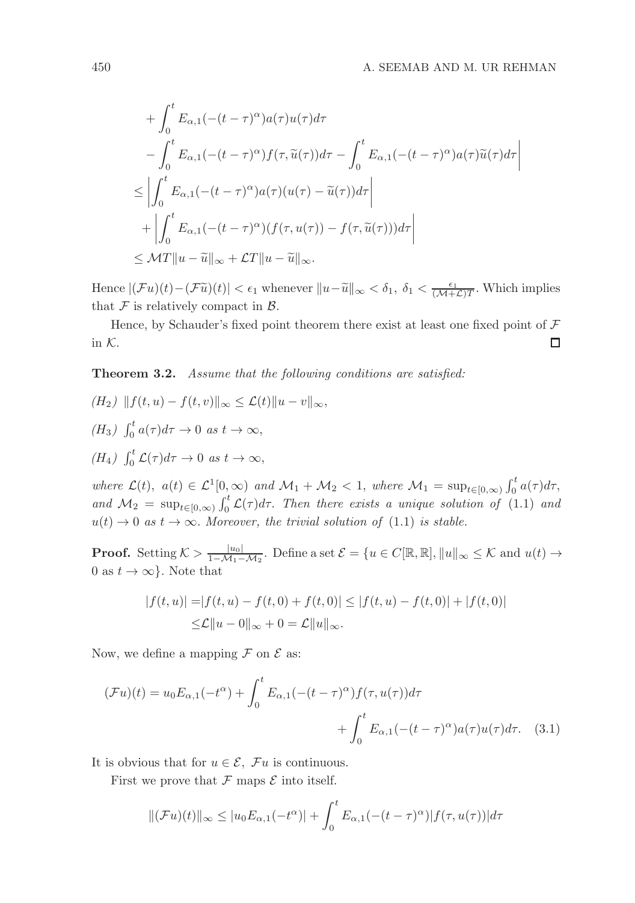$$
\begin{aligned}
&+\int_0^t E_{\alpha,1}(-(t-\tau)^\alpha)a(\tau)u(\tau)d\tau \\
&-\int_0^t E_{\alpha,1}(-(t-\tau)^\alpha)f(\tau,\widetilde{u}(\tau))d\tau - \int_0^t E_{\alpha,1}(-(t-\tau)^\alpha)a(\tau)\widetilde{u}(\tau)d\tau\Bigg| \\
\leq& \left|\int_0^t E_{\alpha,1}(-(t-\tau)^\alpha)a(\tau)(u(\tau)-\widetilde{u}(\tau))d\tau\right| \\
&+\left|\int_0^t E_{\alpha,1}(-(t-\tau)^\alpha)(f(\tau,u(\tau))-f(\tau,\widetilde{u}(\tau)))d\tau\right| \\
\leq& \mathcal{M}T\|u-\widetilde{u}\|_\infty + \mathcal{L}T\|u-\widetilde{u}\|_\infty.
\end{aligned}
$$

Hence $|(\mathcal{F}u)(t)-(\mathcal{F}\widetilde{u})(t)| < \epsilon_1$ whenever $\|u-\widetilde{u}\|_\infty < \delta_1$, $\delta_1 < \frac{\epsilon_1}{(\mathcal{M}+\mathcal{L})T}$. Which implies that $\mathcal{F}$ is relatively compact in $\mathcal{B}$.

Hence, by Schauder's fixed point theorem there exist at least one fixed point of $\mathcal{F}$ in $\mathcal{K}$. □

**Theorem 3.2.** *Assume that the following conditions are satisfied:*

*($H_2$)* $\|f(t,u)-f(t,v)\|_\infty \leq \mathcal{L}(t)\|u-v\|_\infty$,

*($H_3$)* $\int_0^t a(\tau)d\tau \to 0$ *as* $t\to\infty$,

*($H_4$)* $\int_0^t \mathcal{L}(\tau)d\tau \to 0$ *as* $t\to\infty$,

*where* $\mathcal{L}(t),\ a(t) \in \mathcal{L}^1[0,\infty)$ *and* $\mathcal{M}_1+\mathcal{M}_2 < 1$, *where* $\mathcal{M}_1 = \sup_{t\in[0,\infty)}\int_0^t a(\tau)d\tau$, *and* $\mathcal{M}_2 = \sup_{t\in[0,\infty)}\int_0^t \mathcal{L}(\tau)d\tau$. *Then there exists a unique solution of* (1.1) *and* $u(t)\to 0$ *as* $t\to\infty$. *Moreover, the trivial solution of* (1.1) *is stable.*

**Proof.** Setting $\mathcal{K} > \frac{|u_0|}{1-\mathcal{M}_1-\mathcal{M}_2}$. Define a set $\mathcal{E} = \{u \in C[\mathbb{R},\mathbb{R}], \|u\|_\infty \leq \mathcal{K}$ and $u(t)\to 0$ as $t\to\infty\}$. Note that

$$
\begin{aligned}
|f(t,u)| =& |f(t,u)-f(t,0)+f(t,0)| \leq |f(t,u)-f(t,0)| + |f(t,0)| \\
\leq& \mathcal{L}\|u-0\|_\infty + 0 = \mathcal{L}\|u\|_\infty.
\end{aligned}
$$

Now, we define a mapping $\mathcal{F}$ on $\mathcal{E}$ as:

$$
\begin{aligned}
(\mathcal{F}u)(t) = u_0 E_{\alpha,1}(-t^\alpha) + \int_0^t E_{\alpha,1}(-(t-\tau)^\alpha)f(\tau,u(\tau))d\tau& \\
+\int_0^t E_{\alpha,1}(-(t-\tau)^\alpha)a(\tau)u(\tau)d\tau.& \quad (3.1)
\end{aligned}
$$

It is obvious that for $u\in\mathcal{E}$, $\mathcal{F}u$ is continuous.

First we prove that $\mathcal{F}$ maps $\mathcal{E}$ into itself.

$$
\|(\mathcal{F}u)(t)\|_\infty \leq |u_0 E_{\alpha,1}(-t^\alpha)| + \int_0^t E_{\alpha,1}(-(t-\tau)^\alpha)|f(\tau,u(\tau))|d\tau
$$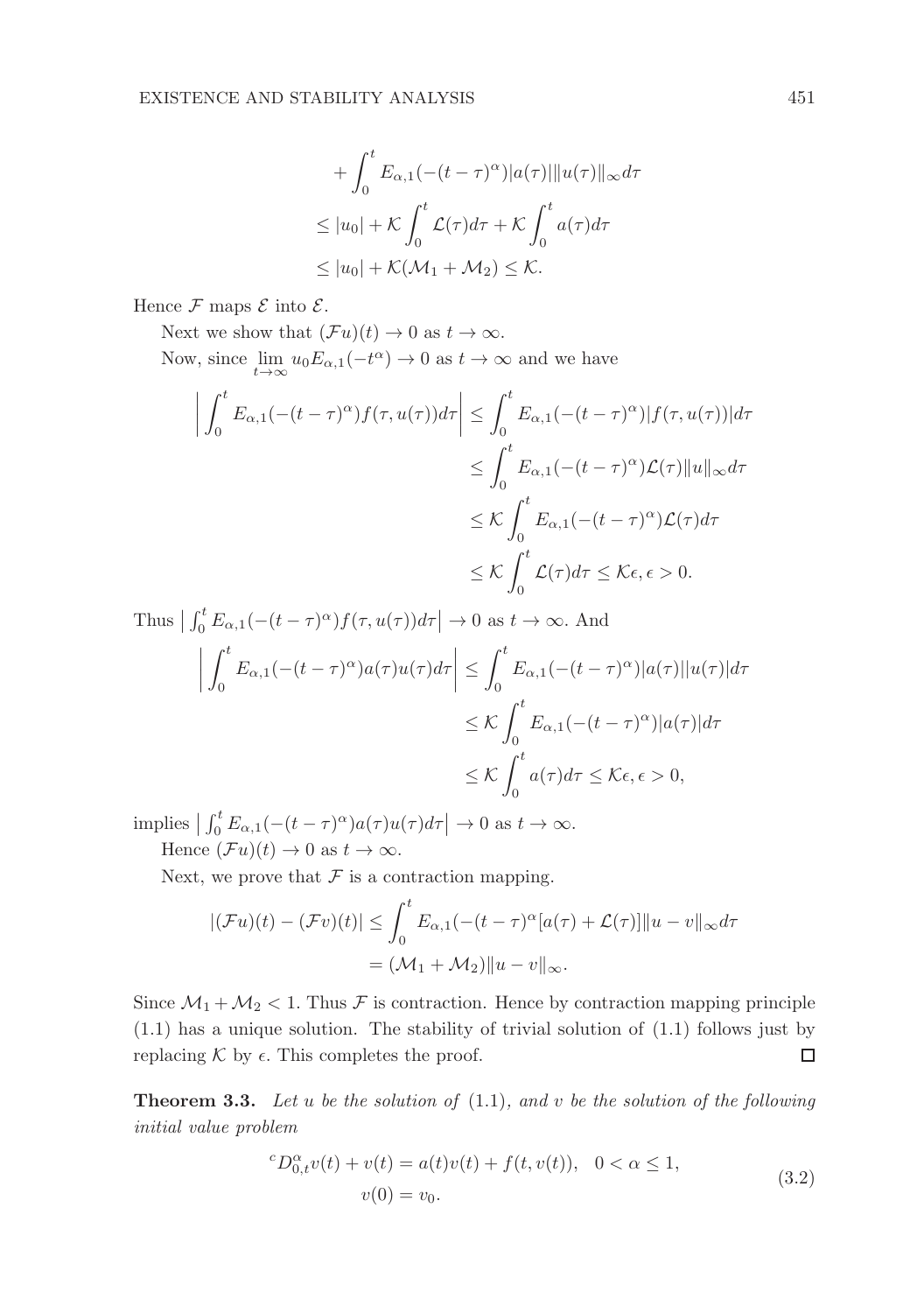$$
\begin{aligned}
&+ \int_0^t E_{\alpha,1}(-(t-\tau)^\alpha)|a(\tau)|\|u(\tau)\|_\infty d\tau \\
&\le |u_0| + \mathcal{K}\int_0^t \mathcal{L}(\tau)d\tau + \mathcal{K}\int_0^t a(\tau)d\tau \\
&\le |u_0| + \mathcal{K}(\mathcal{M}_1 + \mathcal{M}_2) \le \mathcal{K}.
\end{aligned}
$$

Hence $\mathcal{F}$ maps $\mathcal{E}$ into $\mathcal{E}$.

Next we show that $(\mathcal{F}u)(t) \to 0$ as $t \to \infty$.

Now, since $\lim\limits_{t\to\infty} u_0 E_{\alpha,1}(-t^\alpha) \to 0$ as $t \to \infty$ and we have

$$
\begin{aligned}
\left| \int_0^t E_{\alpha,1}(-(t-\tau)^\alpha) f(\tau, u(\tau)) d\tau \right| &\le \int_0^t E_{\alpha,1}(-(t-\tau)^\alpha)|f(\tau, u(\tau))| d\tau \\
&\le \int_0^t E_{\alpha,1}(-(t-\tau)^\alpha)\mathcal{L}(\tau)\|u\|_\infty d\tau \\
&\le \mathcal{K}\int_0^t E_{\alpha,1}(-(t-\tau)^\alpha)\mathcal{L}(\tau) d\tau \\
&\le \mathcal{K}\int_0^t \mathcal{L}(\tau) d\tau \le \mathcal{K}\epsilon, \epsilon > 0.
\end{aligned}
$$

Thus $\left| \int_0^t E_{\alpha,1}(-(t-\tau)^\alpha) f(\tau, u(\tau)) d\tau \right| \to 0$ as $t \to \infty$. And

$$
\begin{aligned}
\left| \int_0^t E_{\alpha,1}(-(t-\tau)^\alpha) a(\tau) u(\tau) d\tau \right| &\le \int_0^t E_{\alpha,1}(-(t-\tau)^\alpha)|a(\tau)||u(\tau)| d\tau \\
&\le \mathcal{K}\int_0^t E_{\alpha,1}(-(t-\tau)^\alpha)|a(\tau)| d\tau \\
&\le \mathcal{K}\int_0^t a(\tau) d\tau \le \mathcal{K}\epsilon, \epsilon > 0,
\end{aligned}
$$

implies $\left| \int_0^t E_{\alpha,1}(-(t-\tau)^\alpha) a(\tau) u(\tau) d\tau \right| \to 0$ as $t \to \infty$.

Hence $(\mathcal{F}u)(t) \to 0$ as $t \to \infty$.

Next, we prove that $\mathcal{F}$ is a contraction mapping.

$$
\begin{aligned}
|(\mathcal{F}u)(t) - (\mathcal{F}v)(t)| &\le \int_0^t E_{\alpha,1}(-(t-\tau)^\alpha[a(\tau) + \mathcal{L}(\tau)]\|u - v\|_\infty d\tau \\
&= (\mathcal{M}_1 + \mathcal{M}_2)\|u - v\|_\infty.
\end{aligned}
$$

Since $\mathcal{M}_1 + \mathcal{M}_2 < 1$. Thus $\mathcal{F}$ is contraction. Hence by contraction mapping principle (1.1) has a unique solution. The stability of trivial solution of (1.1) follows just by replacing $\mathcal{K}$ by $\epsilon$. This completes the proof. □

**Theorem 3.3.** *Let $u$ be the solution of* (1.1)*, and $v$ be the solution of the following initial value problem*

$$
\begin{aligned}
{}^cD^\alpha_{0,t}v(t) + v(t) &= a(t)v(t) + f(t, v(t)), \quad 0 < \alpha \le 1, \\
v(0) &= v_0.
\end{aligned}
\tag{3.2}
$$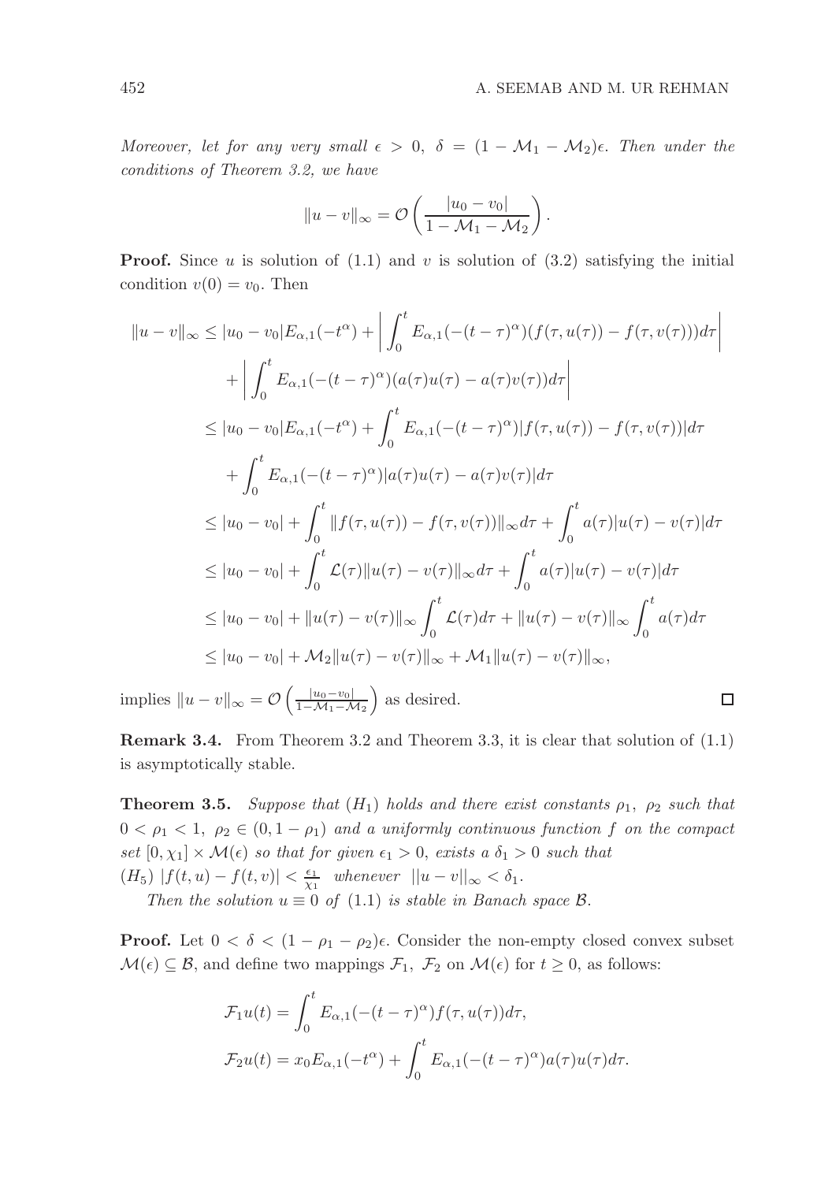*Moreover, let for any very small $\epsilon > 0$, $\delta = (1 - \mathcal{M}_1 - \mathcal{M}_2)\epsilon$. Then under the conditions of Theorem 3.2, we have*

$$\|u - v\|_\infty = \mathcal{O}\left(\frac{|u_0 - v_0|}{1 - \mathcal{M}_1 - \mathcal{M}_2}\right).$$

**Proof.** Since $u$ is solution of (1.1) and $v$ is solution of (3.2) satisfying the initial condition $v(0) = v_0$. Then

$$\begin{aligned}
\|u - v\|_\infty &\leq |u_0 - v_0| E_{\alpha,1}(-t^\alpha) + \left| \int_0^t E_{\alpha,1}(-(t-\tau)^\alpha)(f(\tau, u(\tau)) - f(\tau, v(\tau)))d\tau \right| \\
&\quad + \left| \int_0^t E_{\alpha,1}(-(t-\tau)^\alpha)(a(\tau)u(\tau) - a(\tau)v(\tau))d\tau \right| \\
&\leq |u_0 - v_0| E_{\alpha,1}(-t^\alpha) + \int_0^t E_{\alpha,1}(-(t-\tau)^\alpha)|f(\tau, u(\tau)) - f(\tau, v(\tau))|d\tau \\
&\quad + \int_0^t E_{\alpha,1}(-(t-\tau)^\alpha)|a(\tau)u(\tau) - a(\tau)v(\tau)|d\tau \\
&\leq |u_0 - v_0| + \int_0^t \|f(\tau, u(\tau)) - f(\tau, v(\tau))\|_\infty d\tau + \int_0^t a(\tau)|u(\tau) - v(\tau)|d\tau \\
&\leq |u_0 - v_0| + \int_0^t \mathcal{L}(\tau)\|u(\tau) - v(\tau)\|_\infty d\tau + \int_0^t a(\tau)|u(\tau) - v(\tau)|d\tau \\
&\leq |u_0 - v_0| + \|u(\tau) - v(\tau)\|_\infty \int_0^t \mathcal{L}(\tau)d\tau + \|u(\tau) - v(\tau)\|_\infty \int_0^t a(\tau)d\tau \\
&\leq |u_0 - v_0| + \mathcal{M}_2\|u(\tau) - v(\tau)\|_\infty + \mathcal{M}_1\|u(\tau) - v(\tau)\|_\infty,
\end{aligned}$$

implies $\|u - v\|_\infty = \mathcal{O}\left(\frac{|u_0 - v_0|}{1 - \mathcal{M}_1 - \mathcal{M}_2}\right)$ as desired. □

**Remark 3.4.** From Theorem 3.2 and Theorem 3.3, it is clear that solution of (1.1) is asymptotically stable.

**Theorem 3.5.** *Suppose that $(H_1)$ holds and there exist constants $\rho_1$, $\rho_2$ such that $0 < \rho_1 < 1$, $\rho_2 \in (0, 1 - \rho_1)$ and a uniformly continuous function $f$ on the compact set $[0, \chi_1] \times \mathcal{M}(\epsilon)$ so that for given $\epsilon_1 > 0$, exists a $\delta_1 > 0$ such that*
$(H_5)$ $|f(t, u) - f(t, v)| < \frac{\epsilon_1}{\chi_1}$ *whenever* $||u - v||_\infty < \delta_1$.

*Then the solution $u \equiv 0$ of (1.1) is stable in Banach space $\mathcal{B}$.*

**Proof.** Let $0 < \delta < (1 - \rho_1 - \rho_2)\epsilon$. Consider the non-empty closed convex subset $\mathcal{M}(\epsilon) \subseteq \mathcal{B}$, and define two mappings $\mathcal{F}_1$, $\mathcal{F}_2$ on $\mathcal{M}(\epsilon)$ for $t \geq 0$, as follows:

$$\mathcal{F}_1 u(t) = \int_0^t E_{\alpha,1}(-(t-\tau)^\alpha) f(\tau, u(\tau))d\tau,$$

$$\mathcal{F}_2 u(t) = x_0 E_{\alpha,1}(-t^\alpha) + \int_0^t E_{\alpha,1}(-(t-\tau)^\alpha) a(\tau)u(\tau)d\tau.$$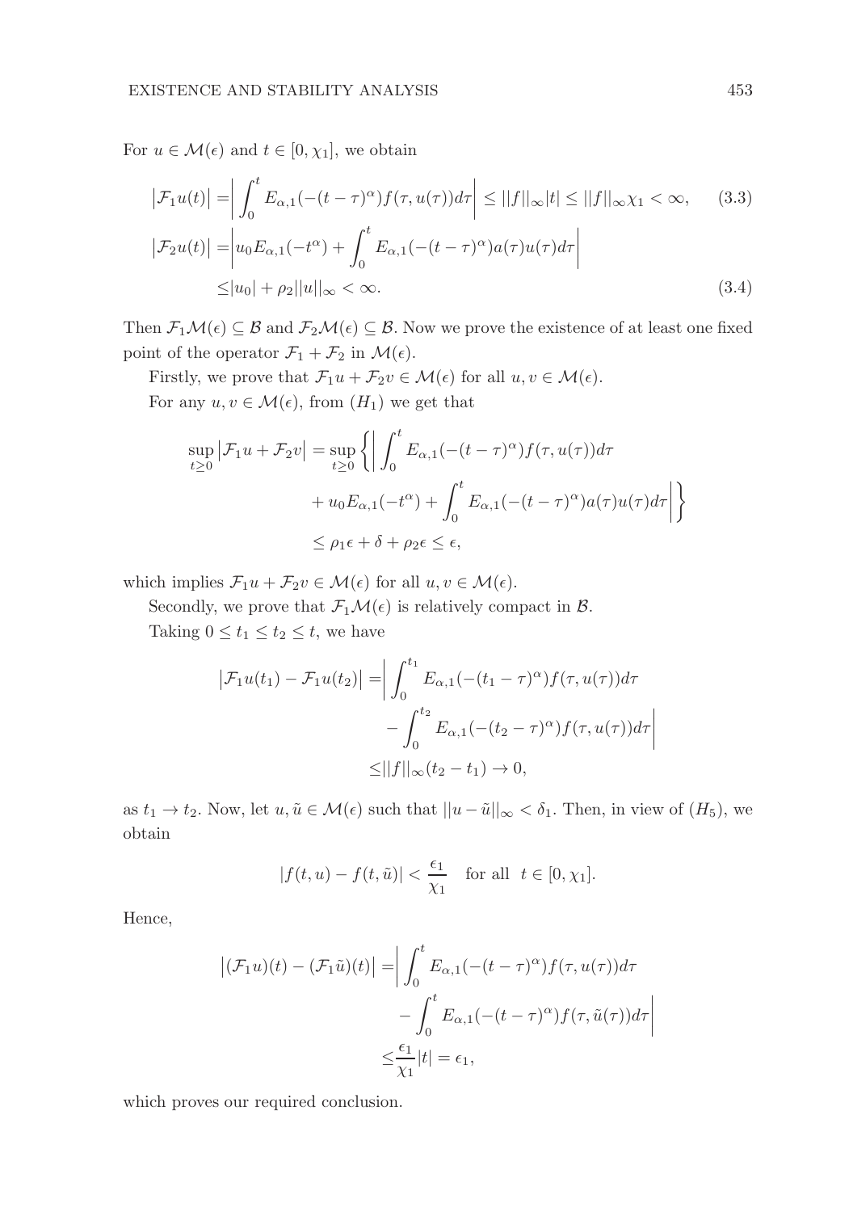For $u \in \mathcal{M}(\epsilon)$ and $t \in [0, \chi_1]$, we obtain

$$
\begin{aligned}
\big|\mathcal{F}_1 u(t)\big| =& \bigg| \int_0^t E_{\alpha,1}(-(t-\tau)^\alpha) f(\tau, u(\tau)) d\tau \bigg| \leq ||f||_\infty |t| \leq ||f||_\infty \chi_1 < \infty, \qquad (3.3)\\
\big|\mathcal{F}_2 u(t)\big| =& \bigg| u_0 E_{\alpha,1}(-t^\alpha) + \int_0^t E_{\alpha,1}(-(t-\tau)^\alpha) a(\tau) u(\tau) d\tau \bigg| \\
\leq& |u_0| + \rho_2 ||u||_\infty < \infty. \qquad (3.4)
\end{aligned}
$$

Then $\mathcal{F}_1 \mathcal{M}(\epsilon) \subseteq \mathcal{B}$ and $\mathcal{F}_2 \mathcal{M}(\epsilon) \subseteq \mathcal{B}$. Now we prove the existence of at least one fixed point of the operator $\mathcal{F}_1 + \mathcal{F}_2$ in $\mathcal{M}(\epsilon)$.

Firstly, we prove that $\mathcal{F}_1 u + \mathcal{F}_2 v \in \mathcal{M}(\epsilon)$ for all $u, v \in \mathcal{M}(\epsilon)$.

For any $u, v \in \mathcal{M}(\epsilon)$, from $(H_1)$ we get that

$$
\begin{aligned}
\sup_{t \geq 0} \big|\mathcal{F}_1 u + \mathcal{F}_2 v\big| =& \sup_{t \geq 0} \bigg\{ \bigg| \int_0^t E_{\alpha,1}(-(t-\tau)^\alpha) f(\tau, u(\tau)) d\tau \\
&+ u_0 E_{\alpha,1}(-t^\alpha) + \int_0^t E_{\alpha,1}(-(t-\tau)^\alpha) a(\tau) u(\tau) d\tau \bigg| \bigg\} \\
\leq& \rho_1 \epsilon + \delta + \rho_2 \epsilon \leq \epsilon,
\end{aligned}
$$

which implies $\mathcal{F}_1 u + \mathcal{F}_2 v \in \mathcal{M}(\epsilon)$ for all $u, v \in \mathcal{M}(\epsilon)$.

Secondly, we prove that $\mathcal{F}_1 \mathcal{M}(\epsilon)$ is relatively compact in $\mathcal{B}$.

Taking $0 \leq t_1 \leq t_2 \leq t$, we have

$$
\begin{aligned}
\big|\mathcal{F}_1 u(t_1) - \mathcal{F}_1 u(t_2)\big| =& \bigg| \int_0^{t_1} E_{\alpha,1}(-(t_1-\tau)^\alpha) f(\tau, u(\tau)) d\tau \\
&- \int_0^{t_2} E_{\alpha,1}(-(t_2-\tau)^\alpha) f(\tau, u(\tau)) d\tau \bigg| \\
\leq& ||f||_\infty (t_2 - t_1) \to 0,
\end{aligned}
$$

as $t_1 \to t_2$. Now, let $u, \tilde{u} \in \mathcal{M}(\epsilon)$ such that $||u - \tilde{u}||_\infty < \delta_1$. Then, in view of $(H_5)$, we obtain

$$
|f(t,u) - f(t,\tilde{u})| < \frac{\epsilon_1}{\chi_1} \quad \text{for all } \ t \in [0, \chi_1].
$$

Hence,

$$
\begin{aligned}
\big|(\mathcal{F}_1 u)(t) - (\mathcal{F}_1 \tilde{u})(t)\big| =& \bigg| \int_0^t E_{\alpha,1}(-(t-\tau)^\alpha) f(\tau, u(\tau)) d\tau \\
&- \int_0^t E_{\alpha,1}(-(t-\tau)^\alpha) f(\tau, \tilde{u}(\tau)) d\tau \bigg| \\
\leq& \frac{\epsilon_1}{\chi_1} |t| = \epsilon_1,
\end{aligned}
$$

which proves our required conclusion.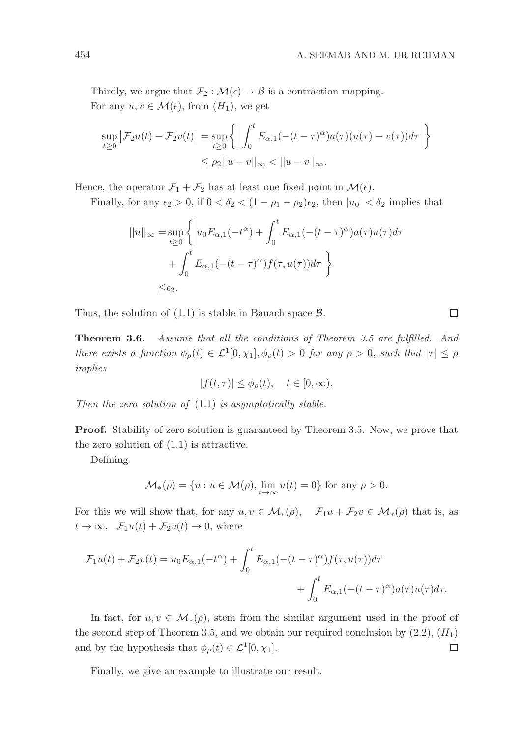Thirdly, we argue that $\mathcal{F}_2 : \mathcal{M}(\epsilon) \to \mathcal{B}$ is a contraction mapping.

For any $u, v \in \mathcal{M}(\epsilon)$, from $(H_1)$, we get

$$
\begin{aligned}
\sup_{t\geq 0}\big|\mathcal{F}_2u(t) - \mathcal{F}_2v(t)\big| &= \sup_{t\geq 0}\left\{\bigg|\int_0^t E_{\alpha,1}(-(t-\tau)^\alpha)a(\tau)(u(\tau)-v(\tau))d\tau\bigg|\right\} \\
&\leq \rho_2||u-v||_\infty < ||u-v||_\infty.
\end{aligned}
$$

Hence, the operator $\mathcal{F}_1 + \mathcal{F}_2$ has at least one fixed point in $\mathcal{M}(\epsilon)$.

Finally, for any $\epsilon_2 > 0$, if $0 < \delta_2 < (1-\rho_1-\rho_2)\epsilon_2$, then $|u_0| < \delta_2$ implies that

$$
\begin{aligned}
||u||_\infty =& \sup_{t\geq 0}\left\{\bigg|u_0E_{\alpha,1}(-t^\alpha) + \int_0^t E_{\alpha,1}(-(t-\tau)^\alpha)a(\tau)u(\tau)d\tau\right. \\
&\left. + \int_0^t E_{\alpha,1}(-(t-\tau)^\alpha)f(\tau,u(\tau))d\tau\bigg|\right\} \\
\leq& \epsilon_2.
\end{aligned}
$$

Thus, the solution of (1.1) is stable in Banach space $\mathcal{B}$. □

**Theorem 3.6.** *Assume that all the conditions of Theorem 3.5 are fulfilled. And there exists a function $\phi_\rho(t) \in \mathcal{L}^1[0,\chi_1], \phi_\rho(t) > 0$ for any $\rho > 0$, such that $|\tau| \leq \rho$ implies*

$$
|f(t,\tau)| \leq \phi_\rho(t), \quad t \in [0,\infty).
$$

*Then the zero solution of* (1.1) *is asymptotically stable.*

**Proof.** Stability of zero solution is guaranteed by Theorem 3.5. Now, we prove that the zero solution of (1.1) is attractive.

Defining

$$
\mathcal{M}_*(\rho) = \{u : u \in \mathcal{M}(\rho), \lim_{t\to\infty} u(t) = 0\} \text{ for any } \rho > 0.
$$

For this we will show that, for any $u, v \in \mathcal{M}_*(\rho)$, $\quad \mathcal{F}_1u + \mathcal{F}_2v \in \mathcal{M}_*(\rho)$ that is, as $t \to \infty$, $\quad \mathcal{F}_1u(t) + \mathcal{F}_2v(t) \to 0$, where

$$
\begin{aligned}
\mathcal{F}_1u(t) + \mathcal{F}_2v(t) = u_0E_{\alpha,1}(-t^\alpha) &+ \int_0^t E_{\alpha,1}(-(t-\tau)^\alpha)f(\tau,u(\tau))d\tau \\
&+ \int_0^t E_{\alpha,1}(-(t-\tau)^\alpha)a(\tau)u(\tau)d\tau.
\end{aligned}
$$

In fact, for $u, v \in \mathcal{M}_*(\rho)$, stem from the similar argument used in the proof of the second step of Theorem 3.5, and we obtain our required conclusion by (2.2), $(H_1)$ and by the hypothesis that $\phi_\rho(t) \in \mathcal{L}^1[0,\chi_1]$. □

Finally, we give an example to illustrate our result.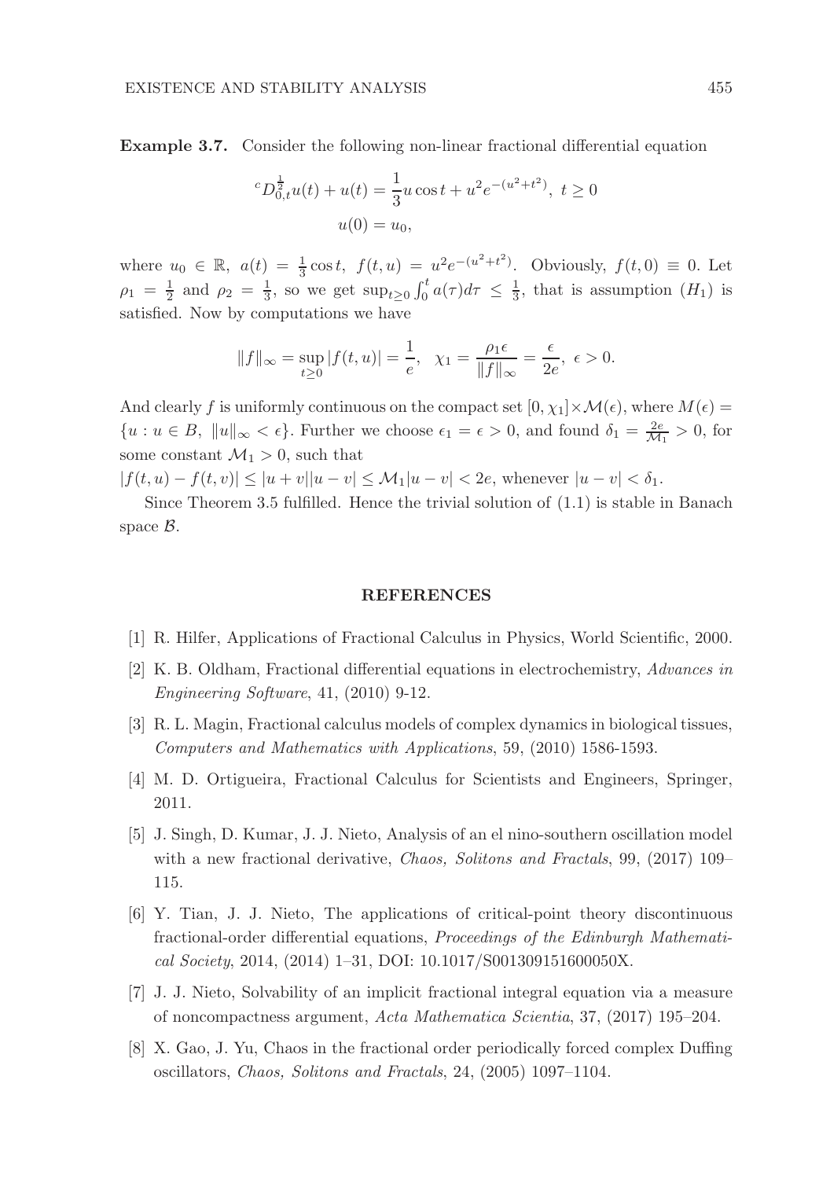**Example 3.7.** Consider the following non-linear fractional differential equation

$$
{}^{c}D_{0,t}^{\frac{1}{2}}u(t) + u(t) = \frac{1}{3}u\cos t + u^2 e^{-(u^2+t^2)},\ t \geq 0
$$

$$
u(0) = u_0,
$$

where $u_0 \in \mathbb{R}$, $a(t) = \frac{1}{3}\cos t$, $f(t,u) = u^2 e^{-(u^2+t^2)}$. Obviously, $f(t,0) \equiv 0$. Let $\rho_1 = \frac{1}{2}$ and $\rho_2 = \frac{1}{3}$, so we get $\sup_{t\geq 0}\int_0^t a(\tau)d\tau \leq \frac{1}{3}$, that is assumption $(H_1)$ is satisfied. Now by computations we have

$$
\|f\|_\infty = \sup_{t\geq 0}|f(t,u)| = \frac{1}{e}, \quad \chi_1 = \frac{\rho_1 \epsilon}{\|f\|_\infty} = \frac{\epsilon}{2e},\ \epsilon > 0.
$$

And clearly $f$ is uniformly continuous on the compact set $[0,\chi_1]\times\mathcal{M}(\epsilon)$, where $M(\epsilon) = \{u : u \in B,\ \|u\|_\infty < \epsilon\}$. Further we choose $\epsilon_1 = \epsilon > 0$, and found $\delta_1 = \frac{2e}{\mathcal{M}_1} > 0$, for some constant $\mathcal{M}_1 > 0$, such that

$|f(t,u) - f(t,v)| \leq |u+v||u-v| \leq \mathcal{M}_1|u-v| < 2e$, whenever $|u-v| < \delta_1$.

Since Theorem 3.5 fulfilled. Hence the trivial solution of (1.1) is stable in Banach space $\mathcal{B}$.

## REFERENCES

[1] R. Hilfer, Applications of Fractional Calculus in Physics, World Scientific, 2000.

[2] K. B. Oldham, Fractional differential equations in electrochemistry, *Advances in Engineering Software*, 41, (2010) 9-12.

[3] R. L. Magin, Fractional calculus models of complex dynamics in biological tissues, *Computers and Mathematics with Applications*, 59, (2010) 1586-1593.

[4] M. D. Ortigueira, Fractional Calculus for Scientists and Engineers, Springer, 2011.

[5] J. Singh, D. Kumar, J. J. Nieto, Analysis of an el nino-southern oscillation model with a new fractional derivative, *Chaos, Solitons and Fractals*, 99, (2017) 109–115.

[6] Y. Tian, J. J. Nieto, The applications of critical-point theory discontinuous fractional-order differential equations, *Proceedings of the Edinburgh Mathematical Society*, 2014, (2014) 1–31, DOI: 10.1017/S001309151600050X.

[7] J. J. Nieto, Solvability of an implicit fractional integral equation via a measure of noncompactness argument, *Acta Mathematica Scientia*, 37, (2017) 195–204.

[8] X. Gao, J. Yu, Chaos in the fractional order periodically forced complex Duffing oscillators, *Chaos, Solitons and Fractals*, 24, (2005) 1097–1104.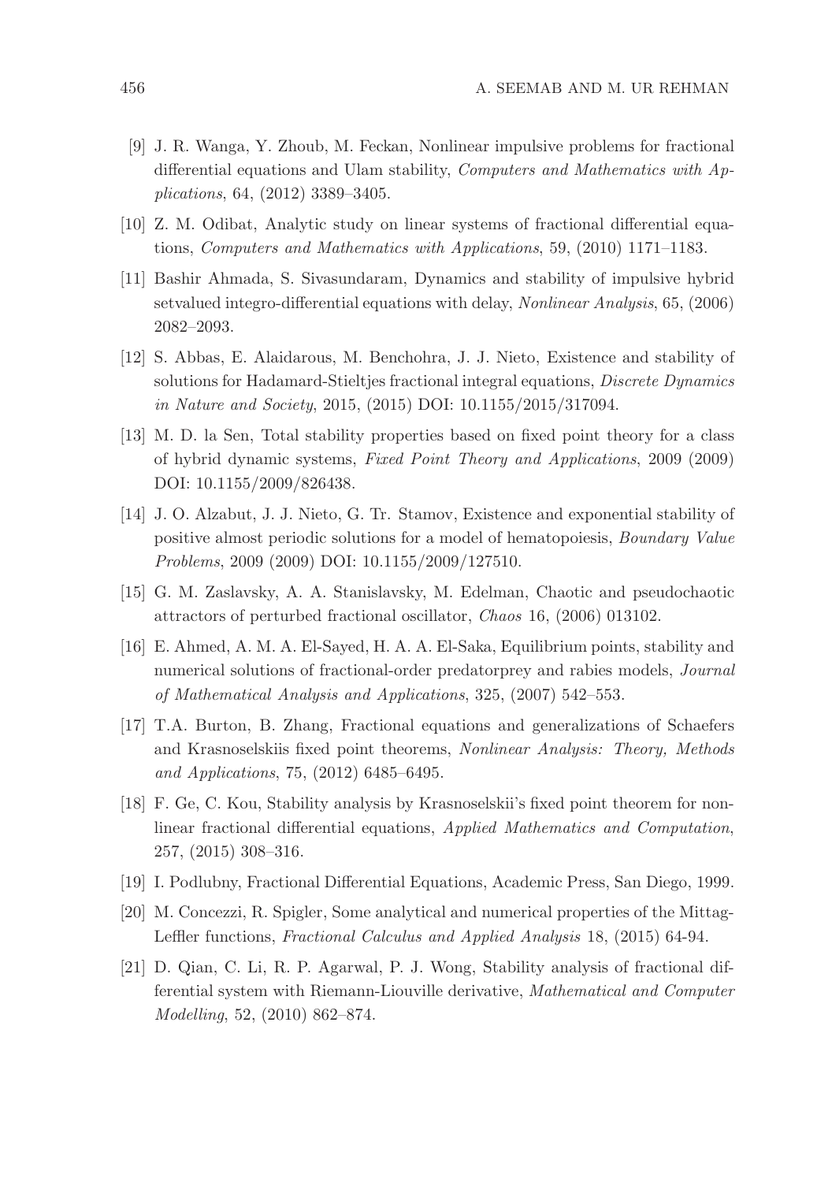[9] J. R. Wanga, Y. Zhoub, M. Feckan, Nonlinear impulsive problems for fractional differential equations and Ulam stability, *Computers and Mathematics with Applications*, 64, (2012) 3389–3405.

[10] Z. M. Odibat, Analytic study on linear systems of fractional differential equations, *Computers and Mathematics with Applications*, 59, (2010) 1171–1183.

[11] Bashir Ahmada, S. Sivasundaram, Dynamics and stability of impulsive hybrid setvalued integro-differential equations with delay, *Nonlinear Analysis*, 65, (2006) 2082–2093.

[12] S. Abbas, E. Alaidarous, M. Benchohra, J. J. Nieto, Existence and stability of solutions for Hadamard-Stieltjes fractional integral equations, *Discrete Dynamics in Nature and Society*, 2015, (2015) DOI: 10.1155/2015/317094.

[13] M. D. la Sen, Total stability properties based on fixed point theory for a class of hybrid dynamic systems, *Fixed Point Theory and Applications*, 2009 (2009) DOI: 10.1155/2009/826438.

[14] J. O. Alzabut, J. J. Nieto, G. Tr. Stamov, Existence and exponential stability of positive almost periodic solutions for a model of hematopoiesis, *Boundary Value Problems*, 2009 (2009) DOI: 10.1155/2009/127510.

[15] G. M. Zaslavsky, A. A. Stanislavsky, M. Edelman, Chaotic and pseudochaotic attractors of perturbed fractional oscillator, *Chaos* 16, (2006) 013102.

[16] E. Ahmed, A. M. A. El-Sayed, H. A. A. El-Saka, Equilibrium points, stability and numerical solutions of fractional-order predatorprey and rabies models, *Journal of Mathematical Analysis and Applications*, 325, (2007) 542–553.

[17] T.A. Burton, B. Zhang, Fractional equations and generalizations of Schaefers and Krasnoselskiis fixed point theorems, *Nonlinear Analysis: Theory, Methods and Applications*, 75, (2012) 6485–6495.

[18] F. Ge, C. Kou, Stability analysis by Krasnoselskii's fixed point theorem for nonlinear fractional differential equations, *Applied Mathematics and Computation*, 257, (2015) 308–316.

[19] I. Podlubny, Fractional Differential Equations, Academic Press, San Diego, 1999.

[20] M. Concezzi, R. Spigler, Some analytical and numerical properties of the Mittag-Leffler functions, *Fractional Calculus and Applied Analysis* 18, (2015) 64-94.

[21] D. Qian, C. Li, R. P. Agarwal, P. J. Wong, Stability analysis of fractional differential system with Riemann-Liouville derivative, *Mathematical and Computer Modelling*, 52, (2010) 862–874.